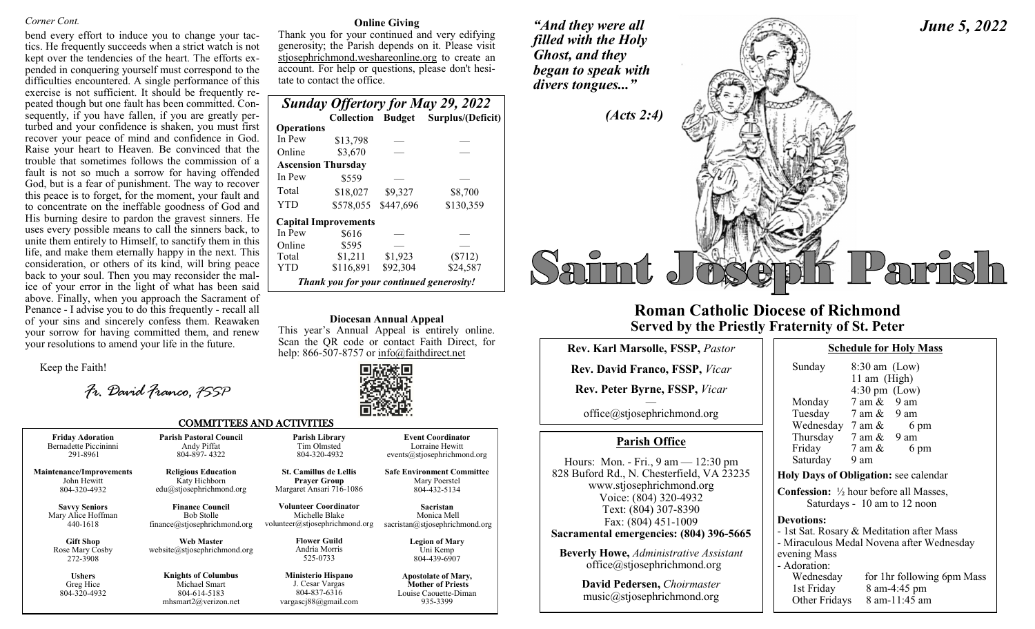*Corner Cont.*

bend every effort to induce you to change your tactics. He frequently succeeds when a strict watch is not kept over the tendencies of the heart. The efforts expended in conquering yourself must correspond to the difficulties encountered. A single performance of this exercise is not sufficient. It should be frequently repeated though but one fault has been committed. Consequently, if you have fallen, if you are greatly perturbed and your confidence is shaken, you must first recover your peace of mind and confidence in God. Raise your heart to Heaven. Be convinced that the trouble that sometimes follows the commission of a fault is not so much a sorrow for having offended God, but is a fear of punishment. The way to recover this peace is to forget, for the moment, your fault and to concentrate on the ineffable goodness of God and His burning desire to pardon the gravest sinners. He uses every possible means to call the sinners back, to unite them entirely to Himself, to sanctify them in this life, and make them eternally happy in the next. This consideration, or others of its kind, will bring peace back to your soul. Then you may reconsider the malice of your error in the light of what has been said above. Finally, when you approach the Sacrament of Penance - I advise you to do this frequently - recall all of your sins and sincerely confess them. Reawaken your sorrow for having committed them, and renew your resolutions to amend your life in the future.

Keep the Faith!

*Fr. David Franco, FSSP*

**Online Giving**

Thank you for your continued and very edifying generosity; the Parish depends on it. Please visit stjosephrichmond.weshareonline.org to create an account. For help or questions, please don't hesitate to contact the office.

***Sunday Offertory for May 29, 2022***

| | Collection | Budget | Surplus/(Deficit) |
|---|---|---|---|
| **Operations** | | | |
| In Pew | \$13,798 | — | — |
| Online | \$3,670 | — | — |
| **Ascension Thursday** | | | |
| In Pew | \$559 | — | — |
| Total | \$18,027 | \$9,327 | \$8,700 |
| YTD | \$578,055 | \$447,696 | \$130,359 |
| **Capital Improvements** | | | |
| In Pew | \$616 | — | — |
| Online | \$595 | — | — |
| Total | \$1,211 | \$1,923 | (\$712) |
| YTD | \$116,891 | \$92,304 | \$24,587 |

***Thank you for your continued generosity!***

**Diocesan Annual Appeal**

This year's Annual Appeal is entirely online. Scan the QR code or contact Faith Direct, for help: 866-507-8757 or info@faithdirect.net

## COMMITTEES AND ACTIVITIES

| | | | |
|---|---|---|---|
| **Friday Adoration**<br>Bernadette Piccininni<br>291-8961 | **Parish Pastoral Council**<br>Andy Piffat<br>804-897- 4322 | **Parish Library**<br>Tim Olmsted<br>804-320-4932 | **Event Coordinator**<br>Lorraine Hewitt<br>events@stjosephrichmond.org |
| **Maintenance/Improvements**<br>John Hewitt<br>804-320-4932 | **Religious Education**<br>Katy Hichborn<br>edu@stjosephrichmond.org | **St. Camillus de Lellis Prayer Group**<br>Margaret Ansari 716-1086 | **Safe Environment Committee**<br>Mary Poerstel<br>804-432-5134 |
| **Savvy Seniors**<br>Mary Alice Hoffman<br>440-1618 | **Finance Council**<br>Bob Stolle<br>finance@stjosephrichmond.org | **Volunteer Coordinator**<br>Michelle Blake<br>volunteer@stjosephrichmond.org | **Sacristan**<br>Monica Mell<br>sacristan@stjosephrichmond.org |
| **Gift Shop**<br>Rose Mary Cosby<br>272-3908 | **Web Master**<br>website@stjosephrichmond.org | **Flower Guild**<br>Andria Morris<br>525-0733 | **Legion of Mary**<br>Uni Kemp<br>804-439-6907 |
| **Ushers**<br>Greg Hice<br>804-320-4932 | **Knights of Columbus**<br>Michael Smart<br>804-614-5183<br>mhsmart2@verizon.net | **Ministerio Hispano**<br>J. Cesar Vargas<br>804-837-6316<br>vargascj88@gmail.com | **Apostolate of Mary, Mother of Priests**<br>Louise Caouette-Diman<br>935-3399 |

***"And they were all filled with the Holy Ghost, and they began to speak with divers tongues..."***

***(Acts 2:4)***

***June 5, 2022***

# Saint Joseph Parish

## Roman Catholic Diocese of Richmond
### Served by the Priestly Fraternity of St. Peter

**Rev. Karl Marsolle, FSSP,** *Pastor*

**Rev. David Franco, FSSP,** *Vicar*

**Rev. Peter Byrne, FSSP,** *Vicar*

—

office@stjosephrichmond.org

### Parish Office

Hours: Mon. - Fri., 9 am — 12:30 pm
828 Buford Rd., N. Chesterfield, VA 23235
www.stjosephrichmond.org
Voice: (804) 320-4932
Text: (804) 307-8390
Fax: (804) 451-1009
**Sacramental emergencies: (804) 396-5665**

**Beverly Howe,** *Administrative Assistant*
office@stjosephrichmond.org

**David Pedersen,** *Choirmaster*
music@stjosephrichmond.org

### Schedule for Holy Mass

| | |
|---|---|
| Sunday | 8:30 am (Low)<br>11 am (High)<br>4:30 pm (Low) |
| Monday | 7 am & 9 am |
| Tuesday | 7 am & 9 am |
| Wednesday | 7 am & 6 pm |
| Thursday | 7 am & 9 am |
| Friday | 7 am & 6 pm |
| Saturday | 9 am |

**Holy Days of Obligation:** see calendar

**Confession:** ½ hour before all Masses,
Saturdays - 10 am to 12 noon

**Devotions:**
- 1st Sat. Rosary & Meditation after Mass
- Miraculous Medal Novena after Wednesday evening Mass
- Adoration:
  - Wednesday — for 1hr following 6pm Mass
  - 1st Friday — 8 am-4:45 pm
  - Other Fridays — 8 am-11:45 am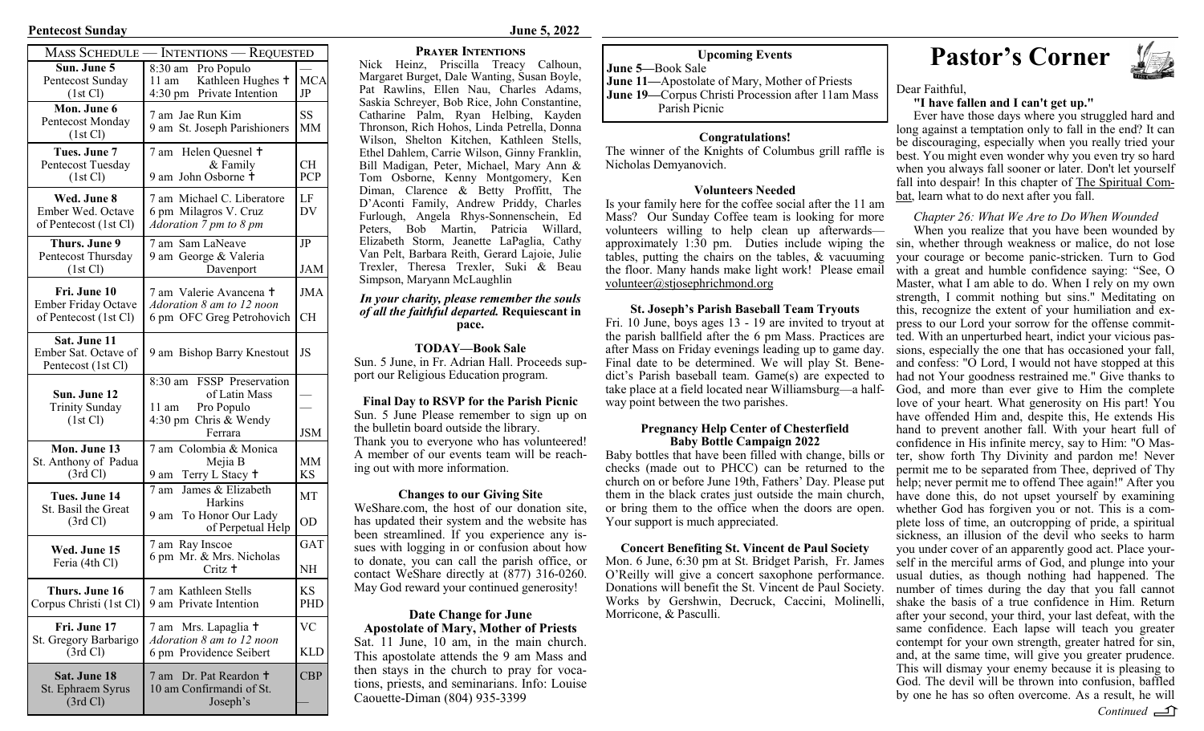**Pentecost Sunday** **June 5, 2022**

| Mass Schedule — Intentions — Requested | | |
|---|---|---|
| **Sun. June 5** Pentecost Sunday (1st Cl) | 8:30 am Pro Populo<br>11 am Kathleen Hughes ✝<br>4:30 pm Private Intention | —<br>MCA<br>JP |
| **Mon. June 6** Pentecost Monday (1st Cl) | 7 am Jae Run Kim<br>9 am St. Joseph Parishioners | SS<br>MM |
| **Tues. June 7** Pentecost Tuesday (1st Cl) | 7 am Helen Quesnel ✝<br>9 am John Osborne ✝ | CH<br>PCP |
| **Wed. June 8** Ember Wed. Octave of Pentecost (1st Cl) | 7 am Michael C. Liberatore<br>6 pm Milagros V. Cruz<br>*Adoration 7 pm to 8 pm* | LF<br>DV |
| **Thurs. June 9** Pentecost Thursday (1st Cl) | 7 am Sam LaNeave<br>9 am George & Valeria Davenport | JP<br>JAM |
| **Fri. June 10** Ember Friday Octave of Pentecost (1st Cl) | 7 am Valerie Avancena ✝<br>*Adoration 8 am to 12 noon*<br>6 pm OFC Greg Petrohovich | JMA<br>CH |
| **Sat. June 11** Ember Sat. Octave of Pentecost (1st Cl) | 9 am Bishop Barry Knestout | JS |
| **Sun. June 12** Trinity Sunday (1st Cl) | 8:30 am FSSP Preservation of Latin Mass<br>11 am Pro Populo<br>4:30 pm Chris & Wendy Ferrara | —<br>—<br>JSM |
| **Mon. June 13** St. Anthony of Padua (3rd Cl) | 7 am Colombia & Monica Mejia B<br>9 am Terry L Stacy ✝ | MM<br>KS |
| **Tues. June 14** St. Basil the Great (3rd Cl) | 7 am James & Elizabeth Harkins<br>9 am To Honor Our Lady of Perpetual Help | MT<br>OD |
| **Wed. June 15** Feria (4th Cl) | 7 am Ray Inscoe<br>6 pm Mr. & Mrs. Nicholas Critz ✝ | GAT<br>NH |
| **Thurs. June 16** Corpus Christi (1st Cl) | 7 am Kathleen Stells<br>9 am Private Intention | KS<br>PHD |
| **Fri. June 17** St. Gregory Barbarigo (3rd Cl) | 7 am Mrs. Lapaglia ✝<br>*Adoration 8 am to 12 noon*<br>6 pm Providence Seibert | VC<br>KLD |
| **Sat. June 18** St. Ephraem Syrus (3rd Cl) | 7 am Dr. Pat Reardon ✝<br>10 am Confirmandi of St. Joseph's | CBP<br>— |

## Prayer Intentions

Nick Heinz, Priscilla Treacy Calhoun, Margaret Burget, Dale Wanting, Susan Boyle, Pat Rawlins, Ellen Nau, Charles Adams, Saskia Schreyer, Bob Rice, John Constantine, Catharine Palm, Ryan Helbing, Kayden Thronson, Rich Hohos, Linda Petrella, Donna Wilson, Shelton Kitchen, Kathleen Stells, Ethel Dahlem, Carrie Wilson, Ginny Franklin, Bill Madigan, Peter, Michael, Mary Ann & Tom Osborne, Kenny Montgomery, Ken Diman, Clarence & Betty Proffitt, The D'Aconti Family, Andrew Priddy, Charles Furlough, Angela Rhys-Sonnenschein, Ed Peters, Bob Martin, Patricia Willard, Elizabeth Storm, Jeanette LaPaglia, Cathy Van Pelt, Barbara Reith, Gerard Lajoie, Julie Trexler, Theresa Trexler, Suki & Beau Simpson, Maryann McLaughlin

***In your charity, please remember the souls of all the faithful departed.* Requiescant in pace.**

### TODAY—Book Sale

Sun. 5 June, in Fr. Adrian Hall. Proceeds support our Religious Education program.

### Final Day to RSVP for the Parish Picnic

Sun. 5 June Please remember to sign up on the bulletin board outside the library.
Thank you to everyone who has volunteered! A member of our events team will be reaching out with more information.

### Changes to our Giving Site

WeShare.com, the host of our donation site, has updated their system and the website has been streamlined. If you experience any issues with logging in or confusion about how to donate, you can call the parish office, or contact WeShare directly at (877) 316-0260. May God reward your continued generosity!

### Date Change for June Apostolate of Mary, Mother of Priests

Sat. 11 June, 10 am, in the main church. This apostolate attends the 9 am Mass and then stays in the church to pray for vocations, priests, and seminarians. Info: Louise Caouette-Diman (804) 935-3399

### Upcoming Events

**June 5**—Book Sale
**June 11**—Apostolate of Mary, Mother of Priests
**June 19**—Corpus Christi Procession after 11am Mass Parish Picnic

### Congratulations!

The winner of the Knights of Columbus grill raffle is Nicholas Demyanovich.

### Volunteers Needed

Is your family here for the coffee social after the 11 am Mass? Our Sunday Coffee team is looking for more volunteers willing to help clean up afterwards—approximately 1:30 pm. Duties include wiping the tables, putting the chairs on the tables, & vacuuming the floor. Many hands make light work! Please email volunteer@stjosephrichmond.org

### St. Joseph's Parish Baseball Team Tryouts

Fri. 10 June, boys ages 13 - 19 are invited to tryout at the parish ballfield after the 6 pm Mass. Practices are after Mass on Friday evenings leading up to game day. Final date to be determined. We will play St. Benedict's Parish baseball team. Game(s) are expected to take place at a field located near Williamsburg—a halfway point between the two parishes.

### Pregnancy Help Center of Chesterfield Baby Bottle Campaign 2022

Baby bottles that have been filled with change, bills or checks (made out to PHCC) can be returned to the church on or before June 19th, Fathers' Day. Please put them in the black crates just outside the main church, or bring them to the office when the doors are open. Your support is much appreciated.

### Concert Benefiting St. Vincent de Paul Society

Mon. 6 June, 6:30 pm at St. Bridget Parish, Fr. James O'Reilly will give a concert saxophone performance. Donations will benefit the St. Vincent de Paul Society. Works by Gershwin, Decruck, Caccini, Molinelli, Morricone, & Pasculli.

# Pastor's Corner

Dear Faithful,

**"I have fallen and I can't get up."**

Ever have those days where you struggled hard and long against a temptation only to fall in the end? It can be discouraging, especially when you really tried your best. You might even wonder why you even try so hard when you always fall sooner or later. Don't let yourself fall into despair! In this chapter of The Spiritual Combat, learn what to do next after you fall.

*Chapter 26: What We Are to Do When Wounded*

When you realize that you have been wounded by sin, whether through weakness or malice, do not lose your courage or become panic-stricken. Turn to God with a great and humble confidence saying: "See, O Master, what I am able to do. When I rely on my own strength, I commit nothing but sins." Meditating on this, recognize the extent of your humiliation and express to our Lord your sorrow for the offense committed. With an unperturbed heart, indict your vicious passions, especially the one that has occasioned your fall, and confess: "O Lord, I would not have stopped at this had not Your goodness restrained me." Give thanks to God, and more than ever give to Him the complete love of your heart. What generosity on His part! You have offended Him and, despite this, He extends His hand to prevent another fall. With your heart full of confidence in His infinite mercy, say to Him: "O Master, show forth Thy Divinity and pardon me! Never permit me to be separated from Thee, deprived of Thy help; never permit me to offend Thee again!" After you have done this, do not upset yourself by examining whether God has forgiven you or not. This is a complete loss of time, an outcropping of pride, a spiritual sickness, an illusion of the devil who seeks to harm you under cover of an apparently good act. Place yourself in the merciful arms of God, and plunge into your usual duties, as though nothing had happened. The number of times during the day that you fall cannot shake the basis of a true confidence in Him. Return after your second, your third, your last defeat, with the same confidence. Each lapse will teach you greater contempt for your own strength, greater hatred for sin, and, at the same time, will give you greater prudence. This will dismay your enemy because it is pleasing to God. The devil will be thrown into confusion, baffled by one he has so often overcome. As a result, he will

*Continued*